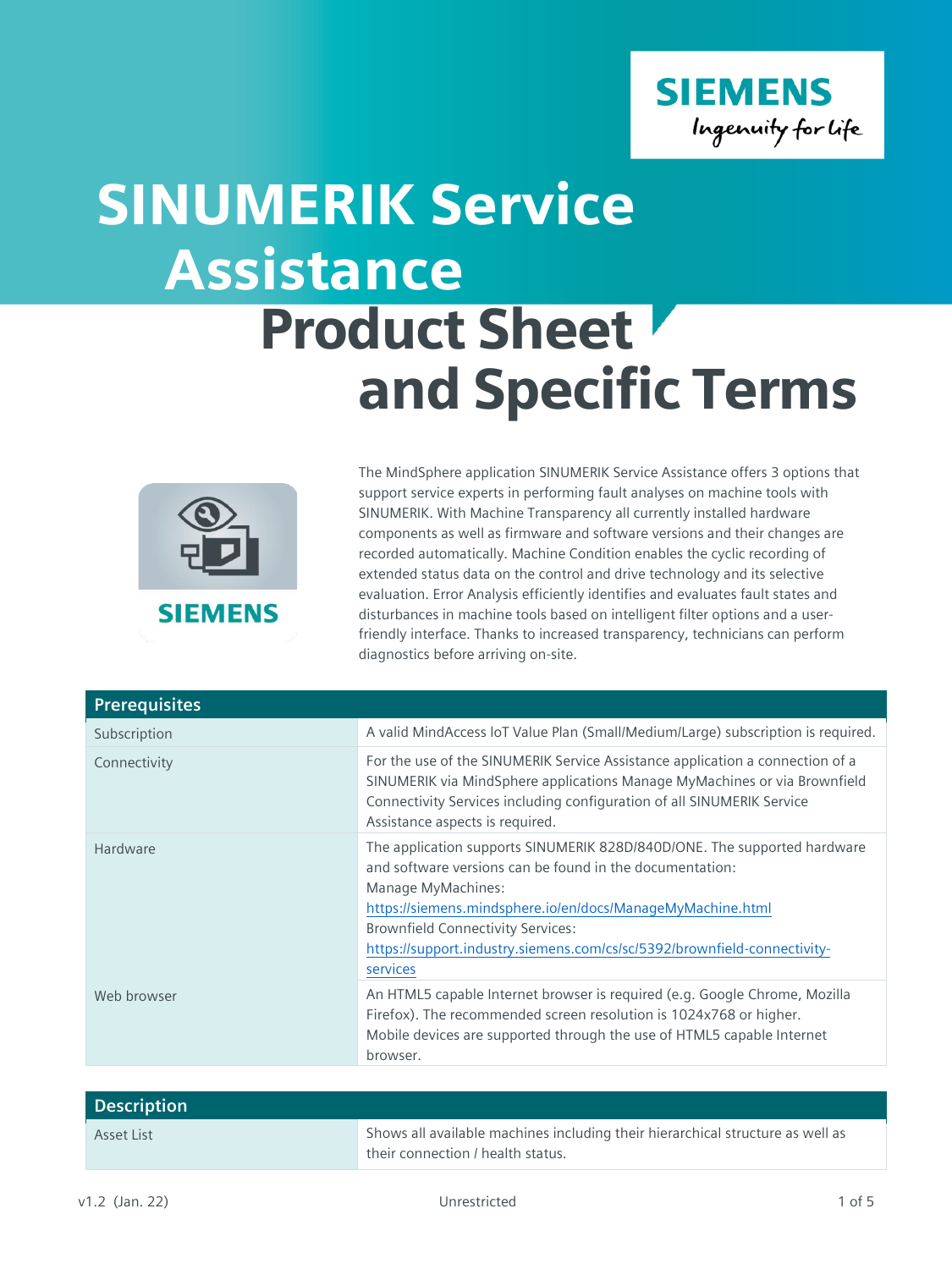# SINUMERIK Service Assistance

## Product Sheet and Specific Terms

The MindSphere application SINUMERIK Service Assistance offers 3 options that support service experts in performing fault analyses on machine tools with SINUMERIK. With Machine Transparency all currently installed hardware components as well as firmware and software versions and their changes are recorded automatically. Machine Condition enables the cyclic recording of extended status data on the control and drive technology and its selective evaluation. Error Analysis efficiently identifies and evaluates fault states and disturbances in machine tools based on intelligent filter options and a user-friendly interface. Thanks to increased transparency, technicians can perform diagnostics before arriving on-site.

| Prerequisites | |
|---|---|
| Subscription | A valid MindAccess IoT Value Plan (Small/Medium/Large) subscription is required. |
| Connectivity | For the use of the SINUMERIK Service Assistance application a connection of a SINUMERIK via MindSphere applications Manage MyMachines or via Brownfield Connectivity Services including configuration of all SINUMERIK Service Assistance aspects is required. |
| Hardware | The application supports SINUMERIK 828D/840D/ONE. The supported hardware and software versions can be found in the documentation:<br>Manage MyMachines:<br>https://siemens.mindsphere.io/en/docs/ManageMyMachine.html<br>Brownfield Connectivity Services:<br>https://support.industry.siemens.com/cs/sc/5392/brownfield-connectivity-services |
| Web browser | An HTML5 capable Internet browser is required (e.g. Google Chrome, Mozilla Firefox). The recommended screen resolution is 1024x768 or higher.<br>Mobile devices are supported through the use of HTML5 capable Internet browser. |

| Description | |
|---|---|
| Asset List | Shows all available machines including their hierarchical structure as well as their connection / health status. |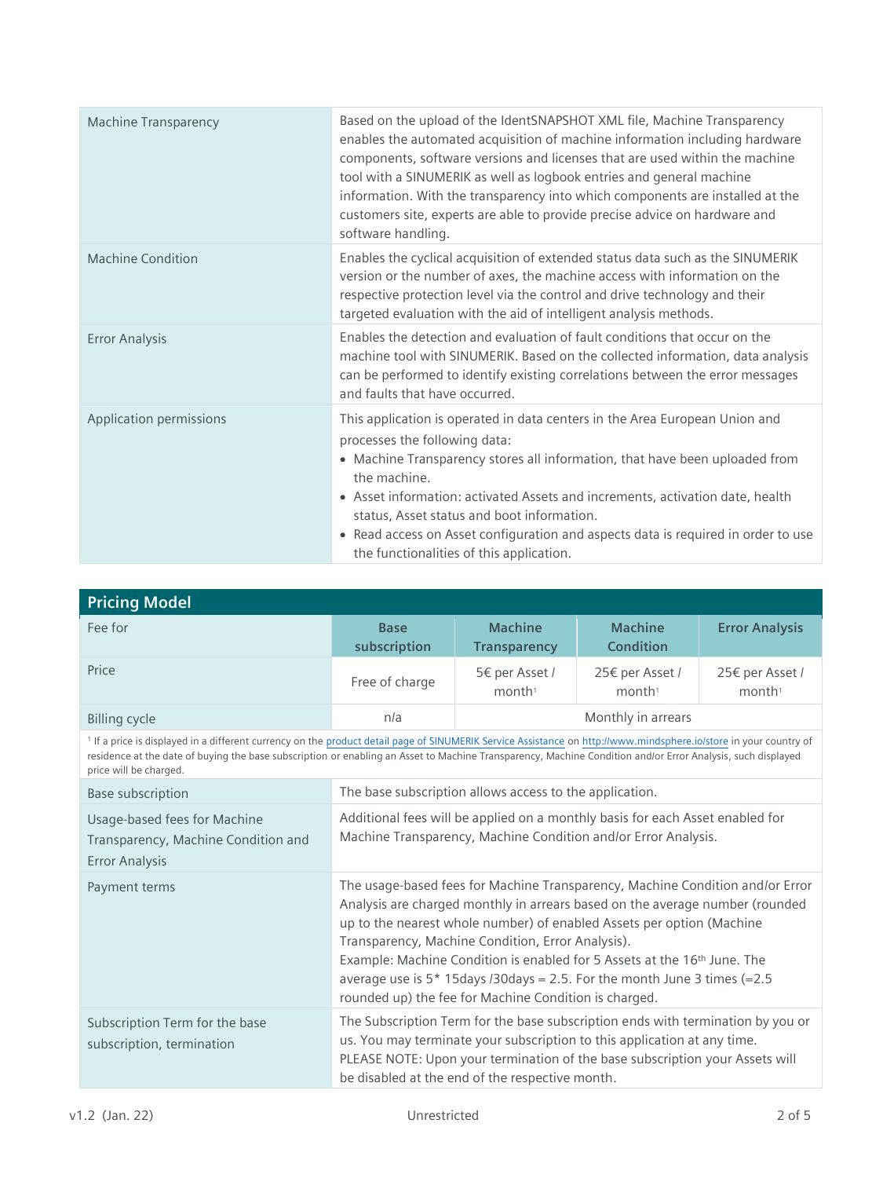| | |
|---|---|
| Machine Transparency | Based on the upload of the IdentSNAPSHOT XML file, Machine Transparency enables the automated acquisition of machine information including hardware components, software versions and licenses that are used within the machine tool with a SINUMERIK as well as logbook entries and general machine information. With the transparency into which components are installed at the customers site, experts are able to provide precise advice on hardware and software handling. |
| Machine Condition | Enables the cyclical acquisition of extended status data such as the SINUMERIK version or the number of axes, the machine access with information on the respective protection level via the control and drive technology and their targeted evaluation with the aid of intelligent analysis methods. |
| Error Analysis | Enables the detection and evaluation of fault conditions that occur on the machine tool with SINUMERIK. Based on the collected information, data analysis can be performed to identify existing correlations between the error messages and faults that have occurred. |
| Application permissions | This application is operated in data centers in the Area European Union and processes the following data:<br>• Machine Transparency stores all information, that have been uploaded from the machine.<br>• Asset information: activated Assets and increments, activation date, health status, Asset status and boot information.<br>• Read access on Asset configuration and aspects data is required in order to use the functionalities of this application. |

## Pricing Model

| Fee for | Base subscription | Machine Transparency | Machine Condition | Error Analysis |
|---|---|---|---|---|
| Price | Free of charge | 5€ per Asset / month[1] | 25€ per Asset / month[1] | 25€ per Asset / month[1] |
| Billing cycle | n/a | Monthly in arrears | | |

[1] If a price is displayed in a different currency on the product detail page of SINUMERIK Service Assistance on http://www.mindsphere.io/store in your country of residence at the date of buying the base subscription or enabling an Asset to Machine Transparency, Machine Condition and/or Error Analysis, such displayed price will be charged.

| | |
|---|---|
| Base subscription | The base subscription allows access to the application. |
| Usage-based fees for Machine Transparency, Machine Condition and Error Analysis | Additional fees will be applied on a monthly basis for each Asset enabled for Machine Transparency, Machine Condition and/or Error Analysis. |
| Payment terms | The usage-based fees for Machine Transparency, Machine Condition and/or Error Analysis are charged monthly in arrears based on the average number (rounded up to the nearest whole number) of enabled Assets per option (Machine Transparency, Machine Condition, Error Analysis).<br>Example: Machine Condition is enabled for 5 Assets at the 16th June. The average use is 5* 15days /30days = 2.5. For the month June 3 times (=2.5 rounded up) the fee for Machine Condition is charged. |
| Subscription Term for the base subscription, termination | The Subscription Term for the base subscription ends with termination by you or us. You may terminate your subscription to this application at any time.<br>PLEASE NOTE: Upon your termination of the base subscription your Assets will be disabled at the end of the respective month. |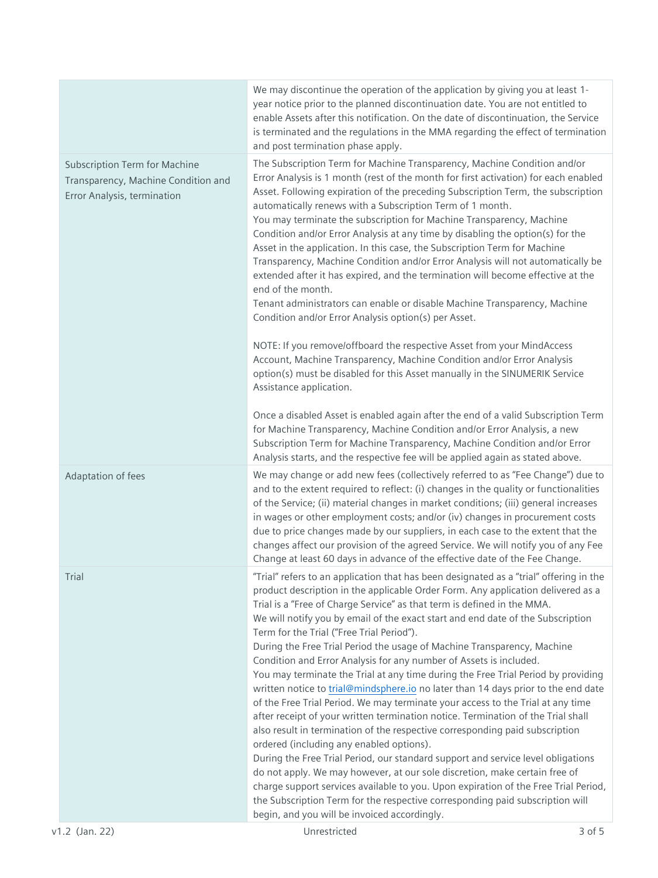| | |
|---|---|
| | We may discontinue the operation of the application by giving you at least 1-year notice prior to the planned discontinuation date. You are not entitled to enable Assets after this notification. On the date of discontinuation, the Service is terminated and the regulations in the MMA regarding the effect of termination and post termination phase apply. |
| Subscription Term for Machine Transparency, Machine Condition and Error Analysis, termination | The Subscription Term for Machine Transparency, Machine Condition and/or Error Analysis is 1 month (rest of the month for first activation) for each enabled Asset. Following expiration of the preceding Subscription Term, the subscription automatically renews with a Subscription Term of 1 month.<br>You may terminate the subscription for Machine Transparency, Machine Condition and/or Error Analysis at any time by disabling the option(s) for the Asset in the application. In this case, the Subscription Term for Machine Transparency, Machine Condition and/or Error Analysis will not automatically be extended after it has expired, and the termination will become effective at the end of the month.<br>Tenant administrators can enable or disable Machine Transparency, Machine Condition and/or Error Analysis option(s) per Asset.<br><br>NOTE: If you remove/offboard the respective Asset from your MindAccess Account, Machine Transparency, Machine Condition and/or Error Analysis option(s) must be disabled for this Asset manually in the SINUMERIK Service Assistance application.<br><br>Once a disabled Asset is enabled again after the end of a valid Subscription Term for Machine Transparency, Machine Condition and/or Error Analysis, a new Subscription Term for Machine Transparency, Machine Condition and/or Error Analysis starts, and the respective fee will be applied again as stated above. |
| Adaptation of fees | We may change or add new fees (collectively referred to as "Fee Change") due to and to the extent required to reflect: (i) changes in the quality or functionalities of the Service; (ii) material changes in market conditions; (iii) general increases in wages or other employment costs; and/or (iv) changes in procurement costs due to price changes made by our suppliers, in each case to the extent that the changes affect our provision of the agreed Service. We will notify you of any Fee Change at least 60 days in advance of the effective date of the Fee Change. |
| Trial | "Trial" refers to an application that has been designated as a "trial" offering in the product description in the applicable Order Form. Any application delivered as a Trial is a "Free of Charge Service" as that term is defined in the MMA.<br>We will notify you by email of the exact start and end date of the Subscription Term for the Trial ("Free Trial Period").<br>During the Free Trial Period the usage of Machine Transparency, Machine Condition and Error Analysis for any number of Assets is included.<br>You may terminate the Trial at any time during the Free Trial Period by providing written notice to trial@mindsphere.io no later than 14 days prior to the end date of the Free Trial Period. We may terminate your access to the Trial at any time after receipt of your written termination notice. Termination of the Trial shall also result in termination of the respective corresponding paid subscription ordered (including any enabled options).<br>During the Free Trial Period, our standard support and service level obligations do not apply. We may however, at our sole discretion, make certain free of charge support services available to you. Upon expiration of the Free Trial Period, the Subscription Term for the respective corresponding paid subscription will begin, and you will be invoiced accordingly. |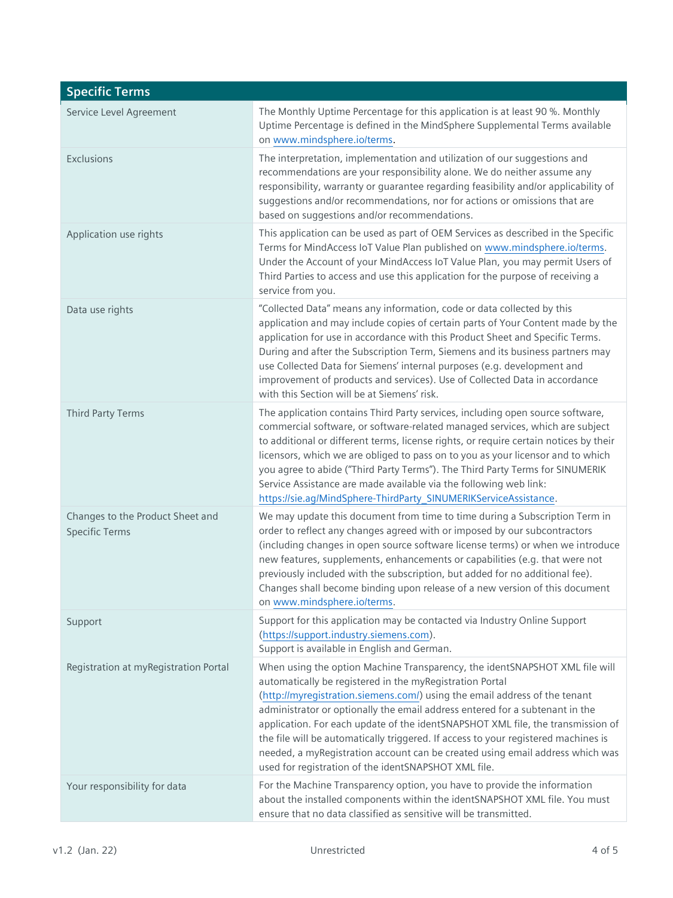| Specific Terms | |
|---|---|
| Service Level Agreement | The Monthly Uptime Percentage for this application is at least 90 %. Monthly Uptime Percentage is defined in the MindSphere Supplemental Terms available on www.mindsphere.io/terms. |
| Exclusions | The interpretation, implementation and utilization of our suggestions and recommendations are your responsibility alone. We do neither assume any responsibility, warranty or guarantee regarding feasibility and/or applicability of suggestions and/or recommendations, nor for actions or omissions that are based on suggestions and/or recommendations. |
| Application use rights | This application can be used as part of OEM Services as described in the Specific Terms for MindAccess IoT Value Plan published on www.mindsphere.io/terms. Under the Account of your MindAccess IoT Value Plan, you may permit Users of Third Parties to access and use this application for the purpose of receiving a service from you. |
| Data use rights | "Collected Data" means any information, code or data collected by this application and may include copies of certain parts of Your Content made by the application for use in accordance with this Product Sheet and Specific Terms. During and after the Subscription Term, Siemens and its business partners may use Collected Data for Siemens' internal purposes (e.g. development and improvement of products and services). Use of Collected Data in accordance with this Section will be at Siemens' risk. |
| Third Party Terms | The application contains Third Party services, including open source software, commercial software, or software-related managed services, which are subject to additional or different terms, license rights, or require certain notices by their licensors, which we are obliged to pass on to you as your licensor and to which you agree to abide ("Third Party Terms"). The Third Party Terms for SINUMERIK Service Assistance are made available via the following web link: https://sie.ag/MindSphere-ThirdParty_SINUMERIKServiceAssistance. |
| Changes to the Product Sheet and Specific Terms | We may update this document from time to time during a Subscription Term in order to reflect any changes agreed with or imposed by our subcontractors (including changes in open source software license terms) or when we introduce new features, supplements, enhancements or capabilities (e.g. that were not previously included with the subscription, but added for no additional fee). Changes shall become binding upon release of a new version of this document on www.mindsphere.io/terms. |
| Support | Support for this application may be contacted via Industry Online Support (https://support.industry.siemens.com).<br>Support is available in English and German. |
| Registration at myRegistration Portal | When using the option Machine Transparency, the identSNAPSHOT XML file will automatically be registered in the myRegistration Portal (http://myregistration.siemens.com/) using the email address of the tenant administrator or optionally the email address entered for a subtenant in the application. For each update of the identSNAPSHOT XML file, the transmission of the file will be automatically triggered. If access to your registered machines is needed, a myRegistration account can be created using email address which was used for registration of the identSNAPSHOT XML file. |
| Your responsibility for data | For the Machine Transparency option, you have to provide the information about the installed components within the identSNAPSHOT XML file. You must ensure that no data classified as sensitive will be transmitted. |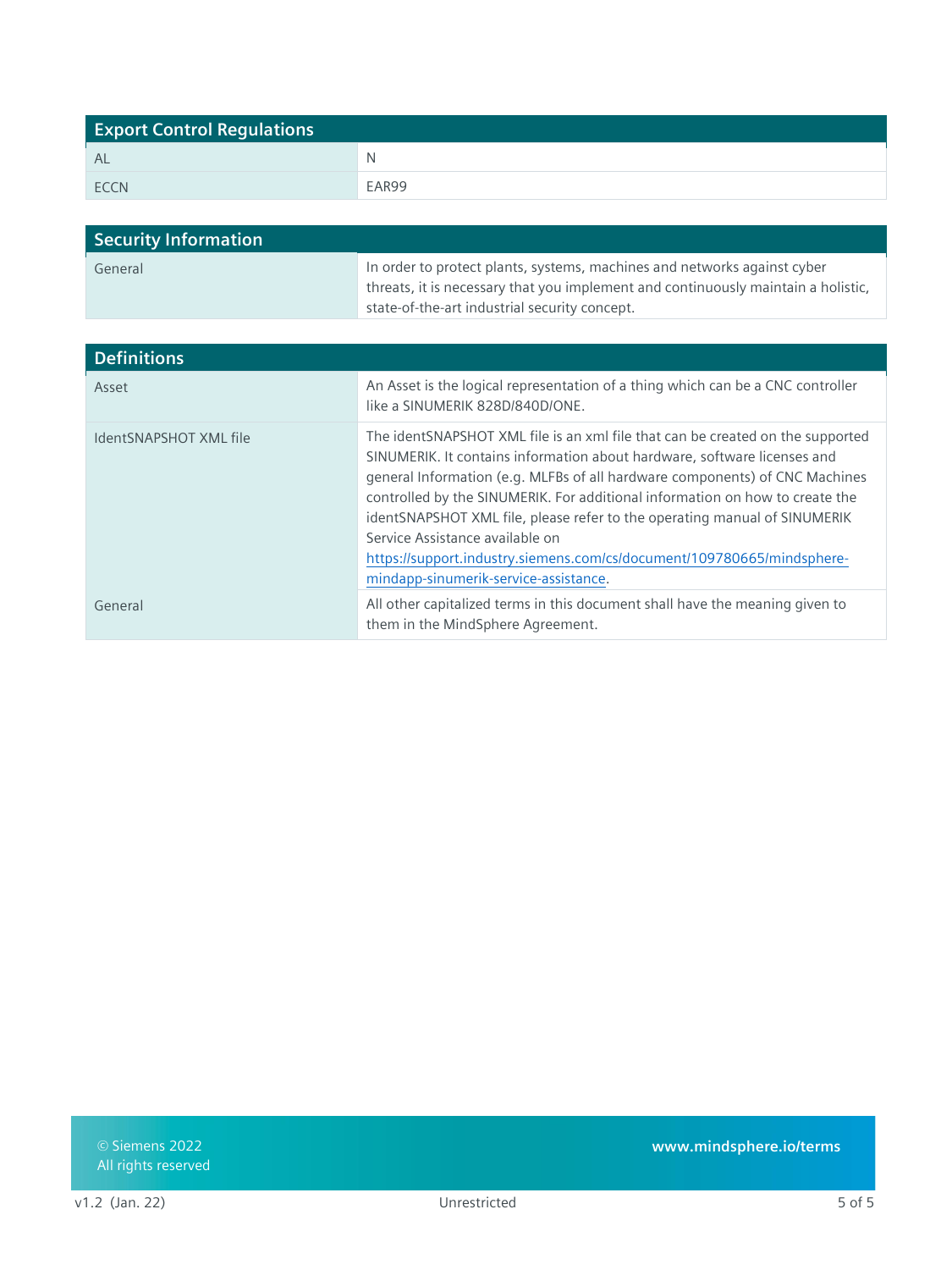| Export Control Regulations | |
|---|---|
| AL | N |
| ECCN | EAR99 |

| Security Information | |
|---|---|
| General | In order to protect plants, systems, machines and networks against cyber threats, it is necessary that you implement and continuously maintain a holistic, state-of-the-art industrial security concept. |

| Definitions | |
|---|---|
| Asset | An Asset is the logical representation of a thing which can be a CNC controller like a SINUMERIK 828D/840D/ONE. |
| IdentSNAPSHOT XML file | The identSNAPSHOT XML file is an xml file that can be created on the supported SINUMERIK. It contains information about hardware, software licenses and general Information (e.g. MLFBs of all hardware components) of CNC Machines controlled by the SINUMERIK. For additional information on how to create the identSNAPSHOT XML file, please refer to the operating manual of SINUMERIK Service Assistance available on https://support.industry.siemens.com/cs/document/109780665/mindsphere-mindapp-sinumerik-service-assistance. |
| General | All other capitalized terms in this document shall have the meaning given to them in the MindSphere Agreement. |

© Siemens 2022
All rights reserved

www.mindsphere.io/terms

v1.2 (Jan. 22)

Unrestricted